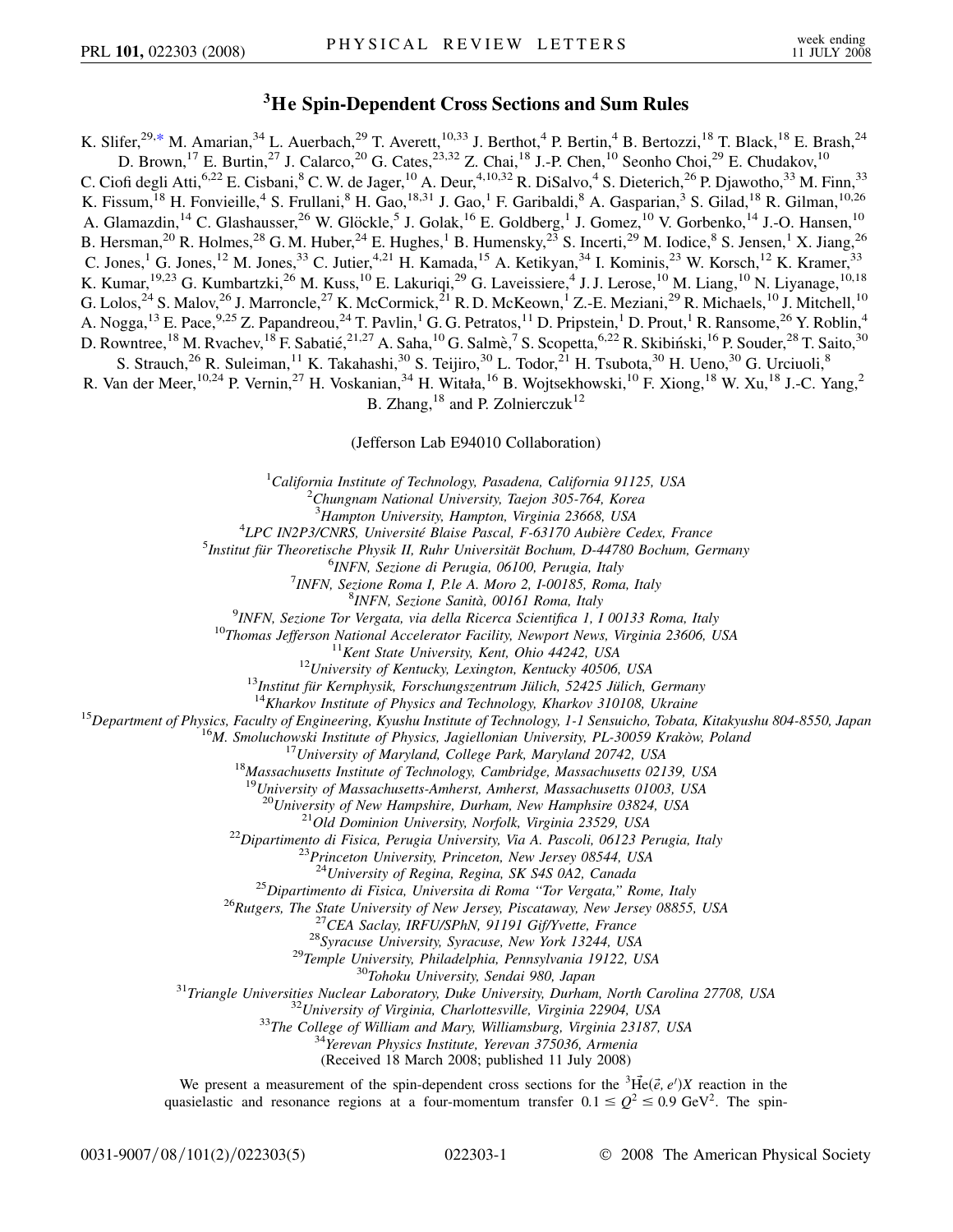# $^3$He Spin-Dependent Cross Sections and Sum Rules

K. Slifer,[29,*] M. Amarian,[34] L. Auerbach,[29] T. Averett,[10,33] J. Berthot,[4] P. Bertin,[4] B. Bertozzi,[18] T. Black,[18] E. Brash,[24] D. Brown,[17] E. Burtin,[27] J. Calarco,[20] G. Cates,[23,32] Z. Chai,[18] J.-P. Chen,[10] Seonho Choi,[29] E. Chudakov,[10] C. Ciofi degli Atti,[6,22] E. Cisbani,[8] C. W. de Jager,[10] A. Deur,[4,10,32] R. DiSalvo,[4] S. Dieterich,[26] P. Djawotho,[33] M. Finn,[33] K. Fissum,[18] H. Fonvieille,[4] S. Frullani,[8] H. Gao,[18,31] J. Gao,[1] F. Garibaldi,[8] A. Gasparian,[3] S. Gilad,[18] R. Gilman,[10,26] A. Glamazdin,[14] C. Glashausser,[26] W. Glöckle,[5] J. Golak,[16] E. Goldberg,[1] J. Gomez,[10] V. Gorbenko,[14] J.-O. Hansen,[10] B. Hersman,[20] R. Holmes,[28] G. M. Huber,[24] E. Hughes,[1] B. Humensky,[23] S. Incerti,[29] M. Iodice,[8] S. Jensen,[1] X. Jiang,[26] C. Jones,[1] G. Jones,[12] M. Jones,[33] C. Jutier,[4,21] H. Kamada,[15] A. Ketikyan,[34] I. Kominis,[23] W. Korsch,[12] K. Kramer,[33] K. Kumar,[19,23] G. Kumbartzki,[26] M. Kuss,[10] E. Lakuriqi,[29] G. Laveissiere,[4] J. J. Lerose,[10] M. Liang,[10] N. Liyanage,[10,18] G. Lolos,[24] S. Malov,[26] J. Marroncle,[27] K. McCormick,[21] R. D. McKeown,[1] Z.-E. Meziani,[29] R. Michaels,[10] J. Mitchell,[10] A. Nogga,[13] E. Pace,[9,25] Z. Papandreou,[24] T. Pavlin,[1] G. G. Petratos,[11] D. Pripstein,[1] D. Prout,[1] R. Ransome,[26] Y. Roblin,[4] D. Rowntree,[18] M. Rvachev,[18] F. Sabatié,[21,27] A. Saha,[10] G. Salmè,[7] S. Scopetta,[6,22] R. Skibiński,[16] P. Souder,[28] T. Saito,[30] S. Strauch,[26] R. Suleiman,[11] K. Takahashi,[30] S. Teijiro,[30] L. Todor,[21] H. Tsubota,[30] H. Ueno,[30] G. Urciuoli,[8] R. Van der Meer,[10,24] P. Vernin,[27] H. Voskanian,[34] H. Witała,[16] B. Wojtsekhowski,[10] F. Xiong,[18] W. Xu,[18] J.-C. Yang,[2] B. Zhang,[18] and P. Zolnierczuk[12]

(Jefferson Lab E94010 Collaboration)

[1]*California Institute of Technology, Pasadena, California 91125, USA*
[2]*Chungnam National University, Taejon 305-764, Korea*
[3]*Hampton University, Hampton, Virginia 23668, USA*
[4]*LPC IN2P3/CNRS, Université Blaise Pascal, F-63170 Aubière Cedex, France*
[5]*Institut für Theoretische Physik II, Ruhr Universität Bochum, D-44780 Bochum, Germany*
[6]*INFN, Sezione di Perugia, 06100, Perugia, Italy*
[7]*INFN, Sezione Roma I, P.le A. Moro 2, I-00185, Roma, Italy*
[8]*INFN, Sezione Sanità, 00161 Roma, Italy*
[9]*INFN, Sezione Tor Vergata, via della Ricerca Scientifica 1, I 00133 Roma, Italy*
[10]*Thomas Jefferson National Accelerator Facility, Newport News, Virginia 23606, USA*
[11]*Kent State University, Kent, Ohio 44242, USA*
[12]*University of Kentucky, Lexington, Kentucky 40506, USA*
[13]*Institut für Kernphysik, Forschungszentrum Jülich, 52425 Jülich, Germany*
[14]*Kharkov Institute of Physics and Technology, Kharkov 310108, Ukraine*
[15]*Department of Physics, Faculty of Engineering, Kyushu Institute of Technology, 1-1 Sensuicho, Tobata, Kitakyushu 804-8550, Japan*
[16]*M. Smoluchowski Institute of Physics, Jagiellonian University, PL-30059 Kraków, Poland*
[17]*University of Maryland, College Park, Maryland 20742, USA*
[18]*Massachusetts Institute of Technology, Cambridge, Massachusetts 02139, USA*
[19]*University of Massachusetts-Amherst, Amherst, Massachusetts 01003, USA*
[20]*University of New Hampshire, Durham, New Hamphsire 03824, USA*
[21]*Old Dominion University, Norfolk, Virginia 23529, USA*
[22]*Dipartimento di Fisica, Perugia University, Via A. Pascoli, 06123 Perugia, Italy*
[23]*Princeton University, Princeton, New Jersey 08544, USA*
[24]*University of Regina, Regina, SK S4S 0A2, Canada*
[25]*Dipartimento di Fisica, Universita di Roma "Tor Vergata," Rome, Italy*
[26]*Rutgers, The State University of New Jersey, Piscataway, New Jersey 08855, USA*
[27]*CEA Saclay, IRFU/SPhN, 91191 Gif/Yvette, France*
[28]*Syracuse University, Syracuse, New York 13244, USA*
[29]*Temple University, Philadelphia, Pennsylvania 19122, USA*
[30]*Tohoku University, Sendai 980, Japan*
[31]*Triangle Universities Nuclear Laboratory, Duke University, Durham, North Carolina 27708, USA*
[32]*University of Virginia, Charlottesville, Virginia 22904, USA*
[33]*The College of William and Mary, Williamsburg, Virginia 23187, USA*
[34]*Yerevan Physics Institute, Yerevan 375036, Armenia*

(Received 18 March 2008; published 11 July 2008)

We present a measurement of the spin-dependent cross sections for the $^3\vec{\mathrm{He}}(\vec{e}, e')X$ reaction in the quasielastic and resonance regions at a four-momentum transfer $0.1 \leq Q^2 \leq 0.9\ \mathrm{GeV}^2$. The spin-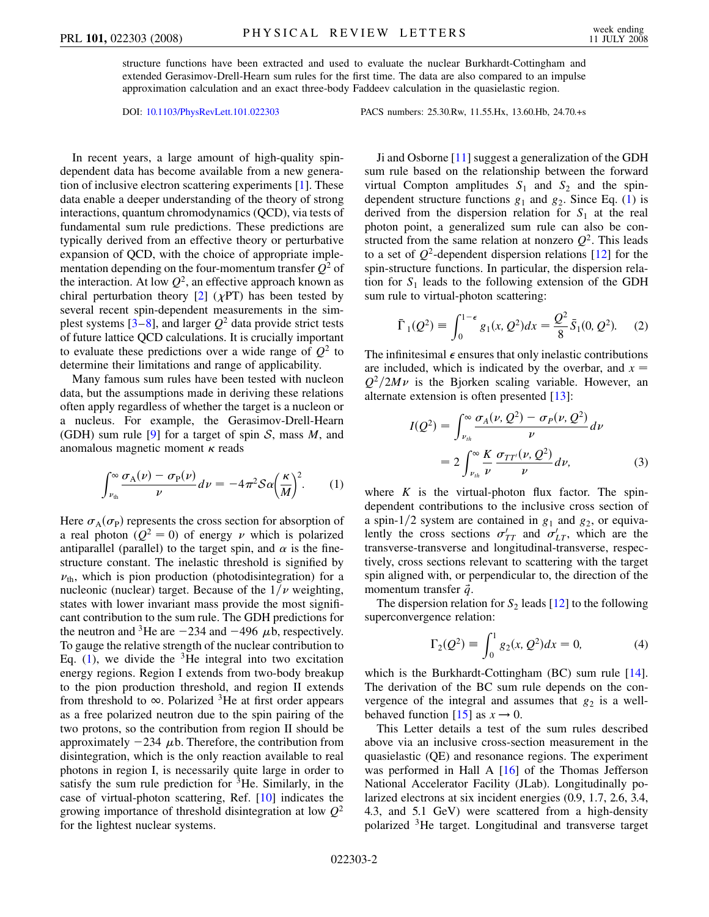structure functions have been extracted and used to evaluate the nuclear Burkhardt-Cottingham and extended Gerasimov-Drell-Hearn sum rules for the first time. The data are also compared to an impulse approximation calculation and an exact three-body Faddeev calculation in the quasielastic region.

DOI: 10.1103/PhysRevLett.101.022303 PACS numbers: 25.30.Rw, 11.55.Hx, 13.60.Hb, 24.70.+s

In recent years, a large amount of high-quality spin-dependent data has become available from a new generation of inclusive electron scattering experiments [1]. These data enable a deeper understanding of the theory of strong interactions, quantum chromodynamics (QCD), via tests of fundamental sum rule predictions. These predictions are typically derived from an effective theory or perturbative expansion of QCD, with the choice of appropriate implementation depending on the four-momentum transfer $Q^2$ of the interaction. At low $Q^2$, an effective approach known as chiral perturbation theory [2] ($\chi$PT) has been tested by several recent spin-dependent measurements in the simplest systems [3–8], and larger $Q^2$ data provide strict tests of future lattice QCD calculations. It is crucially important to evaluate these predictions over a wide range of $Q^2$ to determine their limitations and range of applicability.

Many famous sum rules have been tested with nucleon data, but the assumptions made in deriving these relations often apply regardless of whether the target is a nucleon or a nucleus. For example, the Gerasimov-Drell-Hearn (GDH) sum rule [9] for a target of spin $\mathcal{S}$, mass $M$, and anomalous magnetic moment $\kappa$ reads

$$\int_{\nu_{\rm th}}^{\infty} \frac{\sigma_{\rm A}(\nu) - \sigma_{\rm P}(\nu)}{\nu} d\nu = -4\pi^2 \mathcal{S} \alpha \left(\frac{\kappa}{M}\right)^2. \tag{1}$$

Here $\sigma_{\rm A}(\sigma_{\rm P})$ represents the cross section for absorption of a real photon ($Q^2 = 0$) of energy $\nu$ which is polarized antiparallel (parallel) to the target spin, and $\alpha$ is the fine-structure constant. The inelastic threshold is signified by $\nu_{\rm th}$, which is pion production (photodisintegration) for a nucleonic (nuclear) target. Because of the $1/\nu$ weighting, states with lower invariant mass provide the most significant contribution to the sum rule. The GDH predictions for the neutron and $^3$He are $-234$ and $-496$ $\mu$b, respectively. To gauge the relative strength of the nuclear contribution to Eq. (1), we divide the $^3$He integral into two excitation energy regions. Region I extends from two-body breakup to the pion production threshold, and region II extends from threshold to $\infty$. Polarized $^3$He at first order appears as a free polarized neutron due to the spin pairing of the two protons, so the contribution from region II should be approximately $-234$ $\mu$b. Therefore, the contribution from disintegration, which is the only reaction available to real photons in region I, is necessarily quite large in order to satisfy the sum rule prediction for $^3$He. Similarly, in the case of virtual-photon scattering, Ref. [10] indicates the growing importance of threshold disintegration at low $Q^2$ for the lightest nuclear systems.

Ji and Osborne [11] suggest a generalization of the GDH sum rule based on the relationship between the forward virtual Compton amplitudes $S_1$ and $S_2$ and the spin-dependent structure functions $g_1$ and $g_2$. Since Eq. (1) is derived from the dispersion relation for $S_1$ at the real photon point, a generalized sum rule can also be constructed from the same relation at nonzero $Q^2$. This leads to a set of $Q^2$-dependent dispersion relations [12] for the spin-structure functions. In particular, the dispersion relation for $S_1$ leads to the following extension of the GDH sum rule to virtual-photon scattering:

$$\bar{\Gamma}_1(Q^2) \equiv \int_0^{1-\epsilon} g_1(x, Q^2) dx = \frac{Q^2}{8} \bar{S}_1(0, Q^2). \tag{2}$$

The infinitesimal $\epsilon$ ensures that only inelastic contributions are included, which is indicated by the overbar, and $x = Q^2/2M\nu$ is the Bjorken scaling variable. However, an alternate extension is often presented [13]:

$$\begin{aligned} I(Q^2) &= \int_{\nu_{th}}^{\infty} \frac{\sigma_A(\nu, Q^2) - \sigma_P(\nu, Q^2)}{\nu} d\nu \\ &= 2\int_{\nu_{th}}^{\infty} \frac{K}{\nu} \frac{\sigma_{TT'}(\nu, Q^2)}{\nu} d\nu, \end{aligned} \tag{3}$$

where $K$ is the virtual-photon flux factor. The spin-dependent contributions to the inclusive cross section of a spin-1/2 system are contained in $g_1$ and $g_2$, or equivalently the cross sections $\sigma'_{TT}$ and $\sigma'_{LT}$, which are the transverse-transverse and longitudinal-transverse, respectively, cross sections relevant to scattering with the target spin aligned with, or perpendicular to, the direction of the momentum transfer $\vec{q}$.

The dispersion relation for $S_2$ leads [12] to the following superconvergence relation:

$$\Gamma_2(Q^2) \equiv \int_0^1 g_2(x, Q^2) dx = 0, \tag{4}$$

which is the Burkhardt-Cottingham (BC) sum rule [14]. The derivation of the BC sum rule depends on the convergence of the integral and assumes that $g_2$ is a well-behaved function [15] as $x \to 0$.

This Letter details a test of the sum rules described above via an inclusive cross-section measurement in the quasielastic (QE) and resonance regions. The experiment was performed in Hall A [16] of the Thomas Jefferson National Accelerator Facility (JLab). Longitudinally polarized electrons at six incident energies (0.9, 1.7, 2.6, 3.4, 4.3, and 5.1 GeV) were scattered from a high-density polarized $^3$He target. Longitudinal and transverse target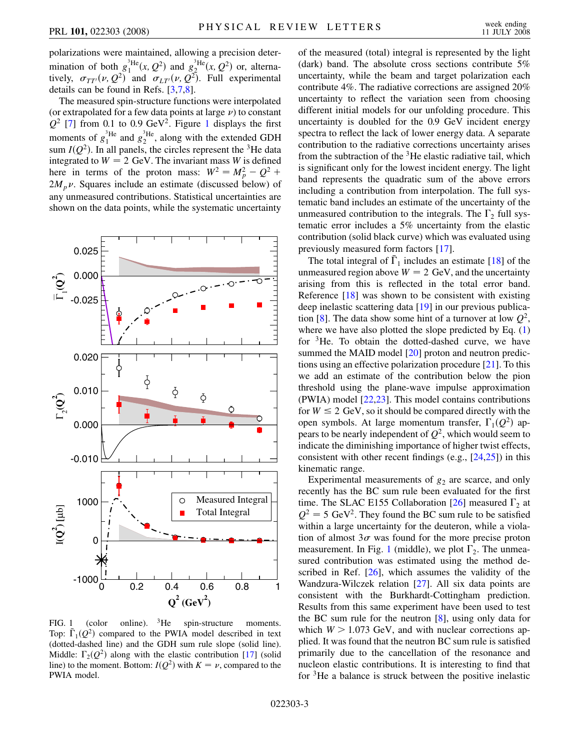polarizations were maintained, allowing a precision determination of both $g_1^{^3\mathrm{He}}(x, Q^2)$ and $g_2^{^3\mathrm{He}}(x, Q^2)$ or, alternatively, $\sigma_{TT'}(\nu, Q^2)$ and $\sigma_{LT'}(\nu, Q^2)$. Full experimental details can be found in Refs. [3,7,8].

The measured spin-structure functions were interpolated (or extrapolated for a few data points at large $\nu$) to constant $Q^2$ [7] from 0.1 to 0.9 GeV$^2$. Figure 1 displays the first moments of $g_1^{^3\mathrm{He}}$ and $g_2^{^3\mathrm{He}}$, along with the extended GDH sum $I(Q^2)$. In all panels, the circles represent the $^3$He data integrated to $W = 2$ GeV. The invariant mass $W$ is defined here in terms of the proton mass: $W^2 = M_p^2 - Q^2 + 2M_p\nu$. Squares include an estimate (discussed below) of any unmeasured contributions. Statistical uncertainties are shown on the data points, while the systematic uncertainty

FIG. 1 (color online). $^3$He spin-structure moments. Top: $\bar{\Gamma}_1(Q^2)$ compared to the PWIA model described in text (dotted-dashed line) and the GDH sum rule slope (solid line). Middle: $\Gamma_2(Q^2)$ along with the elastic contribution [17] (solid line) to the moment. Bottom: $I(Q^2)$ with $K = \nu$, compared to the PWIA model.

of the measured (total) integral is represented by the light (dark) band. The absolute cross sections contribute 5% uncertainty, while the beam and target polarization each contribute 4%. The radiative corrections are assigned 20% uncertainty to reflect the variation seen from choosing different initial models for our unfolding procedure. This uncertainty is doubled for the 0.9 GeV incident energy spectra to reflect the lack of lower energy data. A separate contribution to the radiative corrections uncertainty arises from the subtraction of the $^3$He elastic radiative tail, which is significant only for the lowest incident energy. The light band represents the quadratic sum of the above errors including a contribution from interpolation. The full systematic band includes an estimate of the uncertainty of the unmeasured contribution to the integrals. The $\Gamma_2$ full systematic error includes a 5% uncertainty from the elastic contribution (solid black curve) which was evaluated using previously measured form factors [17].

The total integral of $\bar{\Gamma}_1$ includes an estimate [18] of the unmeasured region above $W = 2$ GeV, and the uncertainty arising from this is reflected in the total error band. Reference [18] was shown to be consistent with existing deep inelastic scattering data [19] in our previous publication [8]. The data show some hint of a turnover at low $Q^2$, where we have also plotted the slope predicted by Eq. (1) for $^3$He. To obtain the dotted-dashed curve, we have summed the MAID model [20] proton and neutron predictions using an effective polarization procedure [21]. To this we add an estimate of the contribution below the pion threshold using the plane-wave impulse approximation (PWIA) model [22,23]. This model contains contributions for $W \leq 2$ GeV, so it should be compared directly with the open symbols. At large momentum transfer, $\Gamma_1(Q^2)$ appears to be nearly independent of $Q^2$, which would seem to indicate the diminishing importance of higher twist effects, consistent with other recent findings (e.g., [24,25]) in this kinematic range.

Experimental measurements of $g_2$ are scarce, and only recently has the BC sum rule been evaluated for the first time. The SLAC E155 Collaboration [26] measured $\Gamma_2$ at $Q^2 = 5$ GeV$^2$. They found the BC sum rule to be satisfied within a large uncertainty for the deuteron, while a violation of almost $3\sigma$ was found for the more precise proton measurement. In Fig. 1 (middle), we plot $\Gamma_2$. The unmeasured contribution was estimated using the method described in Ref. [26], which assumes the validity of the Wandzura-Wilczek relation [27]. All six data points are consistent with the Burkhardt-Cottingham prediction. Results from this same experiment have been used to test the BC sum rule for the neutron [8], using only data for which $W > 1.073$ GeV, and with nuclear corrections applied. It was found that the neutron BC sum rule is satisfied primarily due to the cancellation of the resonance and nucleon elastic contributions. It is interesting to find that for $^3$He a balance is struck between the positive inelastic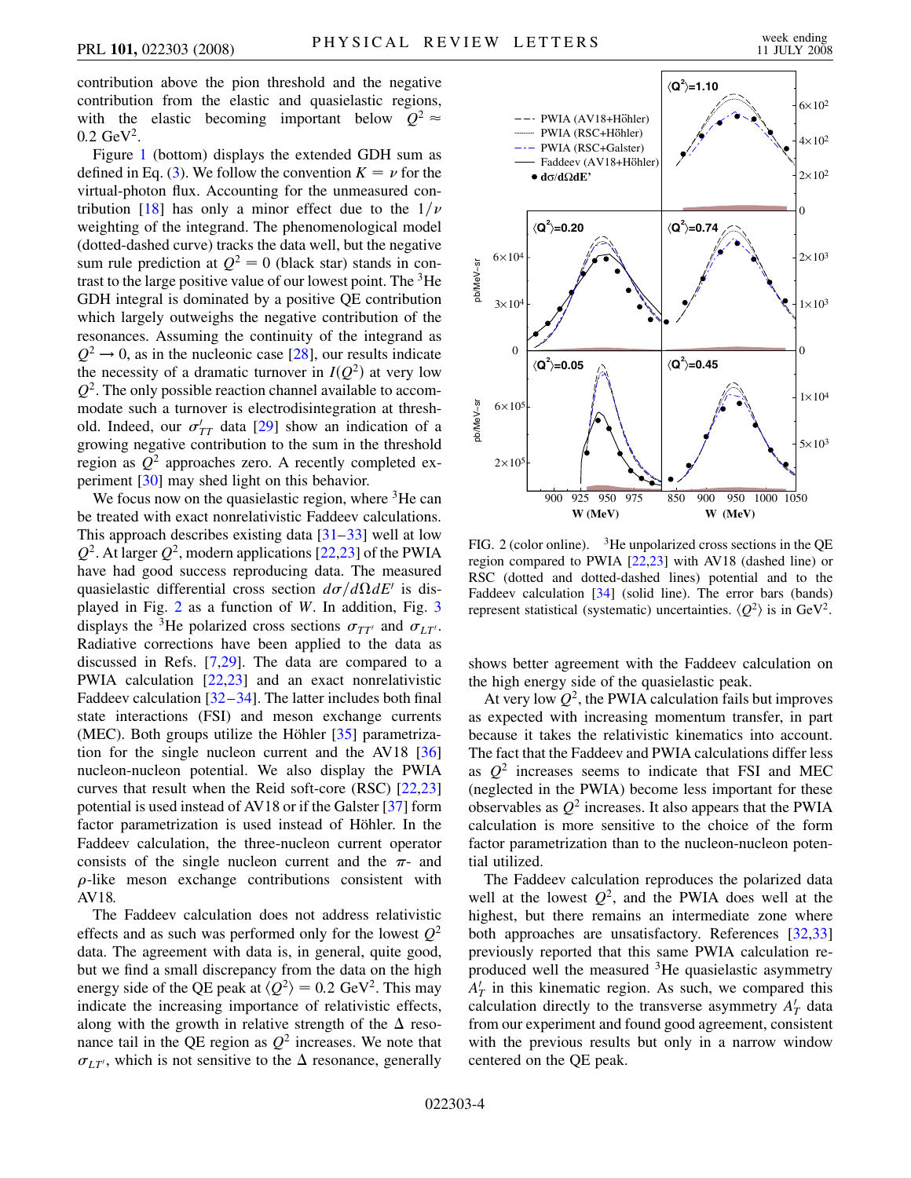contribution above the pion threshold and the negative contribution from the elastic and quasielastic regions, with the elastic becoming important below $Q^2 \approx 0.2\ \mathrm{GeV}^2$.

Figure 1 (bottom) displays the extended GDH sum as defined in Eq. (3). We follow the convention $K = \nu$ for the virtual-photon flux. Accounting for the unmeasured contribution [18] has only a minor effect due to the $1/\nu$ weighting of the integrand. The phenomenological model (dotted-dashed curve) tracks the data well, but the negative sum rule prediction at $Q^2 = 0$ (black star) stands in contrast to the large positive value of our lowest point. The $^3$He GDH integral is dominated by a positive QE contribution which largely outweighs the negative contribution of the resonances. Assuming the continuity of the integrand as $Q^2 \to 0$, as in the nucleonic case [28], our results indicate the necessity of a dramatic turnover in $I(Q^2)$ at very low $Q^2$. The only possible reaction channel available to accommodate such a turnover is electrodisintegration at threshold. Indeed, our $\sigma'_{TT}$ data [29] show an indication of a growing negative contribution to the sum in the threshold region as $Q^2$ approaches zero. A recently completed experiment [30] may shed light on this behavior.

We focus now on the quasielastic region, where $^3$He can be treated with exact nonrelativistic Faddeev calculations. This approach describes existing data [31–33] well at low $Q^2$. At larger $Q^2$, modern applications [22,23] of the PWIA have had good success reproducing data. The measured quasielastic differential cross section $d\sigma/d\Omega dE'$ is displayed in Fig. 2 as a function of $W$. In addition, Fig. 3 displays the $^3$He polarized cross sections $\sigma_{TT'}$ and $\sigma_{LT'}$. Radiative corrections have been applied to the data as discussed in Refs. [7,29]. The data are compared to a PWIA calculation [22,23] and an exact nonrelativistic Faddeev calculation [32–34]. The latter includes both final state interactions (FSI) and meson exchange currents (MEC). Both groups utilize the Höhler [35] parametrization for the single nucleon current and the AV18 [36] nucleon-nucleon potential. We also display the PWIA curves that result when the Reid soft-core (RSC) [22,23] potential is used instead of AV18 or if the Galster [37] form factor parametrization is used instead of Höhler. In the Faddeev calculation, the three-nucleon current operator consists of the single nucleon current and the $\pi$- and $\rho$-like meson exchange contributions consistent with AV18.

The Faddeev calculation does not address relativistic effects and as such was performed only for the lowest $Q^2$ data. The agreement with data is, in general, quite good, but we find a small discrepancy from the data on the high energy side of the QE peak at $\langle Q^2 \rangle = 0.2\ \mathrm{GeV}^2$. This may indicate the increasing importance of relativistic effects, along with the growth in relative strength of the $\Delta$ resonance tail in the QE region as $Q^2$ increases. We note that $\sigma_{LT'}$, which is not sensitive to the $\Delta$ resonance, generally shows better agreement with the Faddeev calculation on the high energy side of the quasielastic peak.

FIG. 2 (color online). $^3$He unpolarized cross sections in the QE region compared to PWIA [22,23] with AV18 (dashed line) or RSC (dotted and dotted-dashed lines) potential and to the Faddeev calculation [34] (solid line). The error bars (bands) represent statistical (systematic) uncertainties. $\langle Q^2 \rangle$ is in $\mathrm{GeV}^2$.

At very low $Q^2$, the PWIA calculation fails but improves as expected with increasing momentum transfer, in part because it takes the relativistic kinematics into account. The fact that the Faddeev and PWIA calculations differ less as $Q^2$ increases seems to indicate that FSI and MEC (neglected in the PWIA) become less important for these observables as $Q^2$ increases. It also appears that the PWIA calculation is more sensitive to the choice of the form factor parametrization than to the nucleon-nucleon potential utilized.

The Faddeev calculation reproduces the polarized data well at the lowest $Q^2$, and the PWIA does well at the highest, but there remains an intermediate zone where both approaches are unsatisfactory. References [32,33] previously reported that this same PWIA calculation reproduced well the measured $^3$He quasielastic asymmetry $A'_T$ in this kinematic region. As such, we compared this calculation directly to the transverse asymmetry $A'_T$ data from our experiment and found good agreement, consistent with the previous results but only in a narrow window centered on the QE peak.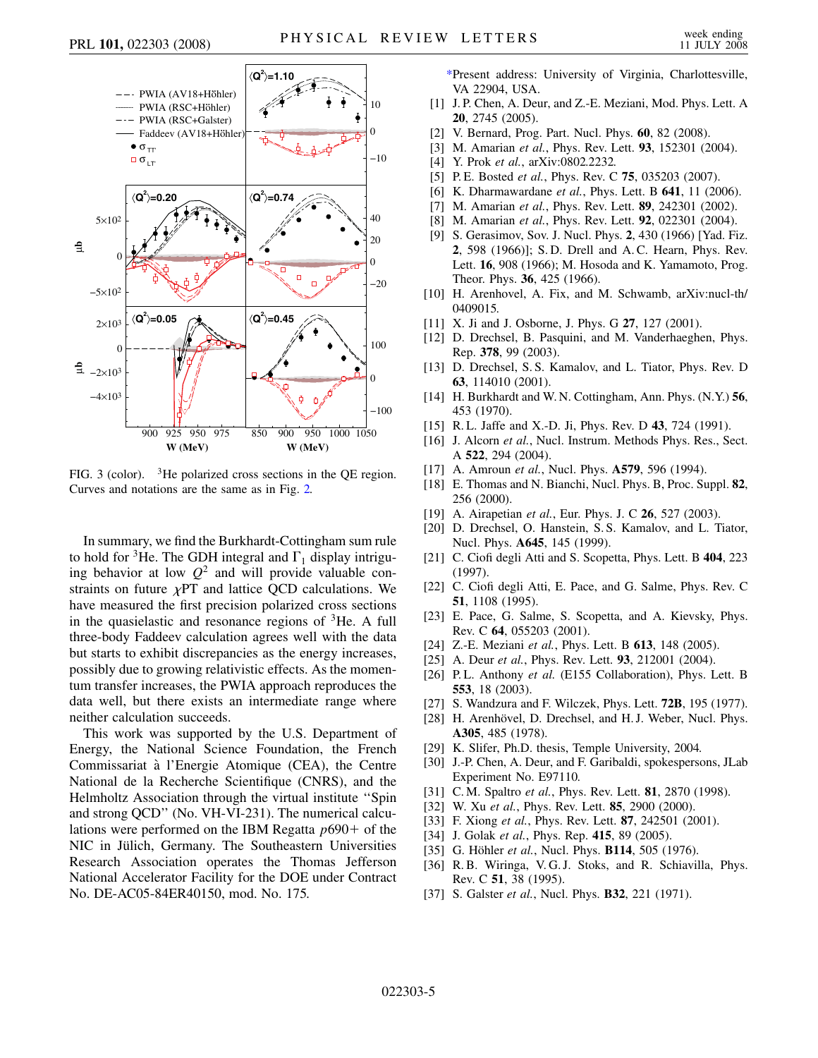PWIA (AV18+Höhler)
PWIA (RSC+Höhler)
PWIA (RSC+Galster)
Faddeev (AV18+Höhler)
$\sigma_{TT'}$
$\sigma_{LT'}$

$\langle Q^2\rangle$=1.10
$\langle Q^2\rangle$=0.20
$\langle Q^2\rangle$=0.74
$\langle Q^2\rangle$=0.05
$\langle Q^2\rangle$=0.45

μb
5×10²
0
−5×10²
2×10³
0
−2×10³
−4×10³
10
0
−10
40
20
0
−20
100
0
−100
900 925 950 975
850 900 950 1000 1050
W (MeV)
W (MeV)

FIG. 3 (color). $^3$He polarized cross sections in the QE region. Curves and notations are the same as in Fig. 2.

In summary, we find the Burkhardt-Cottingham sum rule to hold for $^3$He. The GDH integral and $\Gamma_1$ display intriguing behavior at low $Q^2$ and will provide valuable constraints on future $\chi$PT and lattice QCD calculations. We have measured the first precision polarized cross sections in the quasielastic and resonance regions of $^3$He. A full three-body Faddeev calculation agrees well with the data but starts to exhibit discrepancies as the energy increases, possibly due to growing relativistic effects. As the momentum transfer increases, the PWIA approach reproduces the data well, but there exists an intermediate range where neither calculation succeeds.

This work was supported by the U.S. Department of Energy, the National Science Foundation, the French Commissariat à l'Energie Atomique (CEA), the Centre National de la Recherche Scientifique (CNRS), and the Helmholtz Association through the virtual institute "Spin and strong QCD" (No. VH-VI-231). The numerical calculations were performed on the IBM Regatta $p690+$ of the NIC in Jülich, Germany. The Southeastern Universities Research Association operates the Thomas Jefferson National Accelerator Facility for the DOE under Contract No. DE-AC05-84ER40150, mod. No. 175.

*Present address: University of Virginia, Charlottesville, VA 22904, USA.

[1] J. P. Chen, A. Deur, and Z.-E. Meziani, Mod. Phys. Lett. A **20**, 2745 (2005).
[2] V. Bernard, Prog. Part. Nucl. Phys. **60**, 82 (2008).
[3] M. Amarian *et al.*, Phys. Rev. Lett. **93**, 152301 (2004).
[4] Y. Prok *et al.*, arXiv:0802.2232.
[5] P. E. Bosted *et al.*, Phys. Rev. C **75**, 035203 (2007).
[6] K. Dharmawardane *et al.*, Phys. Lett. B **641**, 11 (2006).
[7] M. Amarian *et al.*, Phys. Rev. Lett. **89**, 242301 (2002).
[8] M. Amarian *et al.*, Phys. Rev. Lett. **92**, 022301 (2004).
[9] S. Gerasimov, Sov. J. Nucl. Phys. **2**, 430 (1966) [Yad. Fiz. **2**, 598 (1966)]; S. D. Drell and A. C. Hearn, Phys. Rev. Lett. **16**, 908 (1966); M. Hosoda and K. Yamamoto, Prog. Theor. Phys. **36**, 425 (1966).
[10] H. Arenhovel, A. Fix, and M. Schwamb, arXiv:nucl-th/0409015.
[11] X. Ji and J. Osborne, J. Phys. G **27**, 127 (2001).
[12] D. Drechsel, B. Pasquini, and M. Vanderhaeghen, Phys. Rep. **378**, 99 (2003).
[13] D. Drechsel, S. S. Kamalov, and L. Tiator, Phys. Rev. D **63**, 114010 (2001).
[14] H. Burkhardt and W. N. Cottingham, Ann. Phys. (N.Y.) **56**, 453 (1970).
[15] R. L. Jaffe and X.-D. Ji, Phys. Rev. D **43**, 724 (1991).
[16] J. Alcorn *et al.*, Nucl. Instrum. Methods Phys. Res., Sect. A **522**, 294 (2004).
[17] A. Amroun *et al.*, Nucl. Phys. **A579**, 596 (1994).
[18] E. Thomas and N. Bianchi, Nucl. Phys. B, Proc. Suppl. **82**, 256 (2000).
[19] A. Airapetian *et al.*, Eur. Phys. J. C **26**, 527 (2003).
[20] D. Drechsel, O. Hanstein, S. S. Kamalov, and L. Tiator, Nucl. Phys. **A645**, 145 (1999).
[21] C. Ciofi degli Atti and S. Scopetta, Phys. Lett. B **404**, 223 (1997).
[22] C. Ciofi degli Atti, E. Pace, and G. Salme, Phys. Rev. C **51**, 1108 (1995).
[23] E. Pace, G. Salme, S. Scopetta, and A. Kievsky, Phys. Rev. C **64**, 055203 (2001).
[24] Z.-E. Meziani *et al.*, Phys. Lett. B **613**, 148 (2005).
[25] A. Deur *et al.*, Phys. Rev. Lett. **93**, 212001 (2004).
[26] P. L. Anthony *et al.* (E155 Collaboration), Phys. Lett. B **553**, 18 (2003).
[27] S. Wandzura and F. Wilczek, Phys. Lett. **72B**, 195 (1977).
[28] H. Arenhövel, D. Drechsel, and H. J. Weber, Nucl. Phys. **A305**, 485 (1978).
[29] K. Slifer, Ph.D. thesis, Temple University, 2004.
[30] J.-P. Chen, A. Deur, and F. Garibaldi, spokespersons, JLab Experiment No. E97110.
[31] C. M. Spaltro *et al.*, Phys. Rev. Lett. **81**, 2870 (1998).
[32] W. Xu *et al.*, Phys. Rev. Lett. **85**, 2900 (2000).
[33] F. Xiong *et al.*, Phys. Rev. Lett. **87**, 242501 (2001).
[34] J. Golak *et al.*, Phys. Rep. **415**, 89 (2005).
[35] G. Höhler *et al.*, Nucl. Phys. **B114**, 505 (1976).
[36] R. B. Wiringa, V. G. J. Stoks, and R. Schiavilla, Phys. Rev. C **51**, 38 (1995).
[37] S. Galster *et al.*, Nucl. Phys. **B32**, 221 (1971).